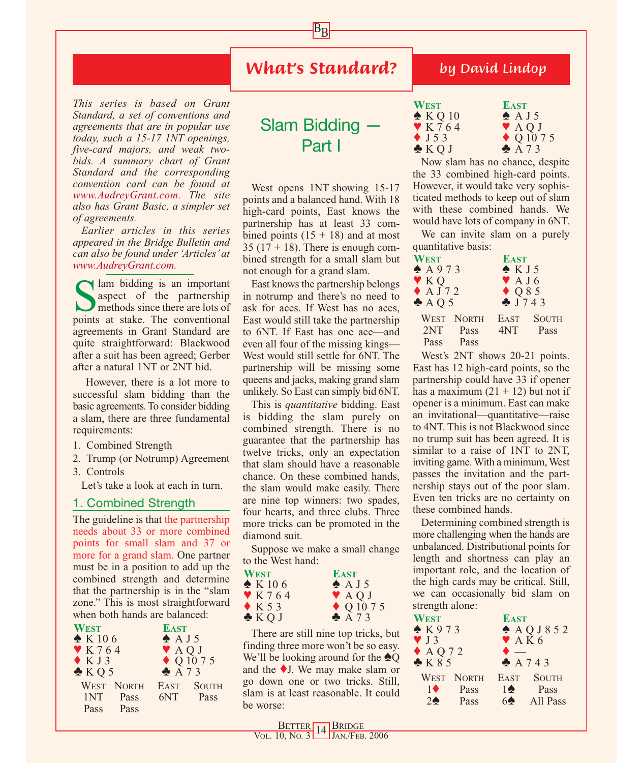# What's Standard?

*by David Lindop*

*This series is based on Grant Standard, a set of conventions and agreements that are in popular use today, such a 15-17 1NT openings, five-card majors, and weak two-bids. A summary chart of Grant Standard and the corresponding convention card can be found at www.AudreyGrant.com. The site also has Grant Basic, a simpler set of agreements.*

*Earlier articles in this series appeared in the Bridge Bulletin and can also be found under 'Articles' at www.AudreyGrant.com.*

## Slam Bidding — Part I

Slam bidding is an important aspect of the partnership methods since there are lots of points at stake. The conventional agreements in Grant Standard are quite straightforward: Blackwood after a suit has been agreed; Gerber after a natural 1NT or 2NT bid.

However, there is a lot more to successful slam bidding than the basic agreements. To consider bidding a slam, there are three fundamental requirements:

1. Combined Strength
2. Trump (or Notrump) Agreement
3. Controls

Let's take a look at each in turn.

### 1. Combined Strength

The guideline is that the partnership needs about 33 or more combined points for small slam and 37 or more for a grand slam. One partner must be in a position to add up the combined strength and determine that the partnership is in the "slam zone." This is most straightforward when both hands are balanced:

| West | East |
|---|---|
| ♠ K 10 6 | ♠ A J 5 |
| ♥ K 7 6 4 | ♥ A Q J |
| ♦ K J 3 | ♦ Q 10 7 5 |
| ♣ K Q 5 | ♣ A 7 3 |

| West | North | East | South |
|---|---|---|---|
| 1NT | Pass | 6NT | Pass |
| Pass | Pass | | |

West opens 1NT showing 15-17 points and a balanced hand. With 18 high-card points, East knows the partnership has at least 33 combined points (15 + 18) and at most 35 (17 + 18). There is enough combined strength for a small slam but not enough for a grand slam.

East knows the partnership belongs in notrump and there's no need to ask for aces. If West has no aces, East would still take the partnership to 6NT. If East has one ace—and even all four of the missing kings—West would still settle for 6NT. The partnership will be missing some queens and jacks, making grand slam unlikely. So East can simply bid 6NT.

This is *quantitative* bidding. East is bidding the slam purely on combined strength. There is no guarantee that the partnership has twelve tricks, only an expectation that slam should have a reasonable chance. On these combined hands, the slam would make easily. There are nine top winners: two spades, four hearts, and three clubs. Three more tricks can be promoted in the diamond suit.

Suppose we make a small change to the West hand:

| West | East |
|---|---|
| ♠ K 10 6 | ♠ A J 5 |
| ♥ K 7 6 4 | ♥ A Q J |
| ♦ K 5 3 | ♦ Q 10 7 5 |
| ♣ K Q J | ♣ A 7 3 |

There are still nine top tricks, but finding three more won't be so easy. We'll be looking around for the ♠Q and the ♦J. We may make slam or go down one or two tricks. Still, slam is at least reasonable. It could be worse:

| West | East |
|---|---|
| ♠ K Q 10 | ♠ A J 5 |
| ♥ K 7 6 4 | ♥ A Q J |
| ♦ J 5 3 | ♦ Q 10 7 5 |
| ♣ K Q J | ♣ A 7 3 |

Now slam has no chance, despite the 33 combined high-card points. However, it would take very sophisticated methods to keep out of slam with these combined hands. We would have lots of company in 6NT.

We can invite slam on a purely quantitative basis:

| West | East |
|---|---|
| ♠ A 9 7 3 | ♠ K J 5 |
| ♥ K Q | ♥ A J 6 |
| ♦ A J 7 2 | ♦ Q 8 5 |
| ♣ A Q 5 | ♣ J 7 4 3 |

| West | North | East | South |
|---|---|---|---|
| 2NT | Pass | 4NT | Pass |
| Pass | Pass | | |

West's 2NT shows 20-21 points. East has 12 high-card points, so the partnership could have 33 if opener has a maximum (21 + 12) but not if opener is a minimum. East can make an invitational—quantitative—raise to 4NT. This is not Blackwood since no trump suit has been agreed. It is similar to a raise of 1NT to 2NT, inviting game. With a minimum, West passes the invitation and the partnership stays out of the poor slam. Even ten tricks are no certainty on these combined hands.

Determining combined strength is more challenging when the hands are unbalanced. Distributional points for length and shortness can play an important role, and the location of the high cards may be critical. Still, we can occasionally bid slam on strength alone:

| West | East |
|---|---|
| ♠ K 9 7 3 | ♠ A Q J 8 5 2 |
| ♥ J 3 | ♥ A K 6 |
| ♦ A Q 7 2 | ♦ — |
| ♣ K 8 5 | ♣ A 7 4 3 |

| West | North | East | South |
|---|---|---|---|
| 1♦ | Pass | 1♠ | Pass |
| 2♠ | Pass | 6♠ | All Pass |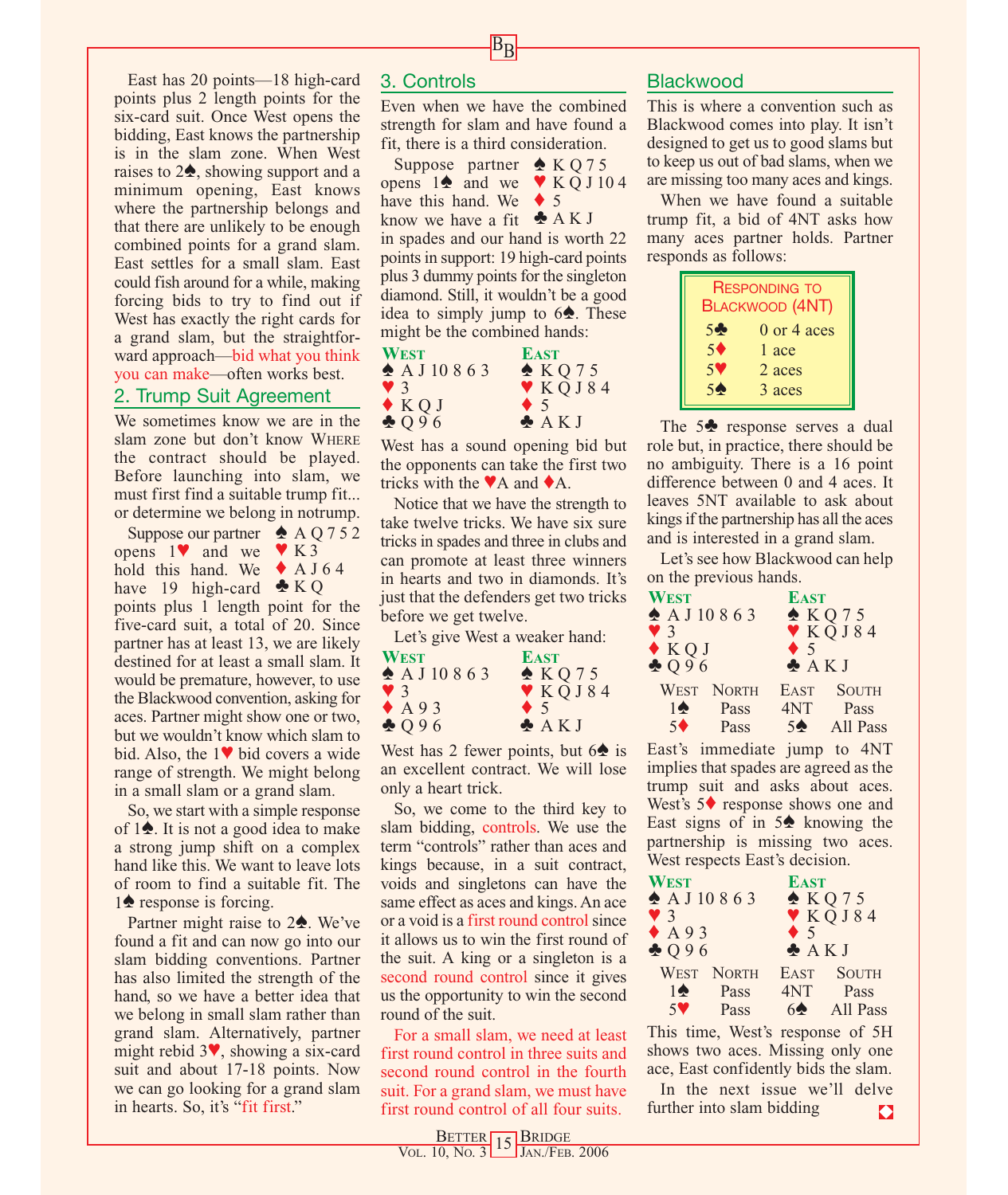East has 20 points—18 high-card points plus 2 length points for the six-card suit. Once West opens the bidding, East knows the partnership is in the slam zone. When West raises to 2♠, showing support and a minimum opening, East knows where the partnership belongs and that there are unlikely to be enough combined points for a grand slam. East settles for a small slam. East could fish around for a while, making forcing bids to try to find out if West has exactly the right cards for a grand slam, but the straightforward approach—bid what you think you can make—often works best.

## 2. Trump Suit Agreement

We sometimes know we are in the slam zone but don't know WHERE the contract should be played. Before launching into slam, we must first find a suitable trump fit... or determine we belong in notrump.

Suppose our partner opens 1♥ and we hold this hand. We have 19 high-card points plus 1 length point for the five-card suit, a total of 20. Since partner has at least 13, we are likely destined for at least a small slam. It would be premature, however, to use the Blackwood convention, asking for aces. Partner might show one or two, but we wouldn't know which slam to bid. Also, the 1♥ bid covers a wide range of strength. We might belong in a small slam or a grand slam.

♠ A Q 7 5 2
♥ K 3
♦ A J 6 4
♣ K Q

So, we start with a simple response of 1♠. It is not a good idea to make a strong jump shift on a complex hand like this. We want to leave lots of room to find a suitable fit. The 1♠ response is forcing.

Partner might raise to 2♠. We've found a fit and can now go into our slam bidding conventions. Partner has also limited the strength of the hand, so we have a better idea that we belong in small slam rather than grand slam. Alternatively, partner might rebid 3♥, showing a six-card suit and about 17-18 points. Now we can go looking for a grand slam in hearts. So, it's "fit first."

## 3. Controls

Even when we have the combined strength for slam and have found a fit, there is a third consideration.

Suppose partner opens 1♠ and we have this hand. We know we have a fit in spades and our hand is worth 22 points in support: 19 high-card points plus 3 dummy points for the singleton diamond. Still, it wouldn't be a good idea to simply jump to 6♠. These might be the combined hands:

♠ K Q 7 5
♥ K Q J 10 4
♦ 5
♣ A K J

| WEST | EAST |
|---|---|
| ♠ A J 10 8 6 3 | ♠ K Q 7 5 |
| ♥ 3 | ♥ K Q J 8 4 |
| ♦ K Q J | ♦ 5 |
| ♣ Q 9 6 | ♣ A K J |

West has a sound opening bid but the opponents can take the first two tricks with the ♥A and ♦A.

Notice that we have the strength to take twelve tricks. We have six sure tricks in spades and three in clubs and can promote at least three winners in hearts and two in diamonds. It's just that the defenders get two tricks before we get twelve.

Let's give West a weaker hand:

| WEST | EAST |
|---|---|
| ♠ A J 10 8 6 3 | ♠ K Q 7 5 |
| ♥ 3 | ♥ K Q J 8 4 |
| ♦ A 9 3 | ♦ 5 |
| ♣ Q 9 6 | ♣ A K J |

West has 2 fewer points, but 6♠ is an excellent contract. We will lose only a heart trick.

So, we come to the third key to slam bidding, controls. We use the term "controls" rather than aces and kings because, in a suit contract, voids and singletons can have the same effect as aces and kings. An ace or a void is a first round control since it allows us to win the first round of the suit. A king or a singleton is a second round control since it gives us the opportunity to win the second round of the suit.

For a small slam, we need at least first round control in three suits and second round control in the fourth suit. For a grand slam, we must have first round control of all four suits.

## Blackwood

This is where a convention such as Blackwood comes into play. It isn't designed to get us to good slams but to keep us out of bad slams, when we are missing too many aces and kings.

When we have found a suitable trump fit, a bid of 4NT asks how many aces partner holds. Partner responds as follows:

**RESPONDING TO BLACKWOOD (4NT)**

| | |
|---|---|
| 5♣ | 0 or 4 aces |
| 5♦ | 1 ace |
| 5♥ | 2 aces |
| 5♠ | 3 aces |

The 5♣ response serves a dual role but, in practice, there should be no ambiguity. There is a 16 point difference between 0 and 4 aces. It leaves 5NT available to ask about kings if the partnership has all the aces and is interested in a grand slam.

Let's see how Blackwood can help on the previous hands.

| WEST | EAST |
|---|---|
| ♠ A J 10 8 6 3 | ♠ K Q 7 5 |
| ♥ 3 | ♥ K Q J 8 4 |
| ♦ K Q J | ♦ 5 |
| ♣ Q 9 6 | ♣ A K J |

| WEST | NORTH | EAST | SOUTH |
|---|---|---|---|
| 1♠ | Pass | 4NT | Pass |
| 5♦ | Pass | 5♠ | All Pass |

East's immediate jump to 4NT implies that spades are agreed as the trump suit and asks about aces. West's 5♦ response shows one and East signs of in 5♠ knowing the partnership is missing two aces. West respects East's decision.

| WEST | EAST |
|---|---|
| ♠ A J 10 8 6 3 | ♠ K Q 7 5 |
| ♥ 3 | ♥ K Q J 8 4 |
| ♦ A 9 3 | ♦ 5 |
| ♣ Q 9 6 | ♣ A K J |

| WEST | NORTH | EAST | SOUTH |
|---|---|---|---|
| 1♠ | Pass | 4NT | Pass |
| 5♥ | Pass | 6♠ | All Pass |

This time, West's response of 5H shows two aces. Missing only one ace, East confidently bids the slam.

In the next issue we'll delve further into slam bidding